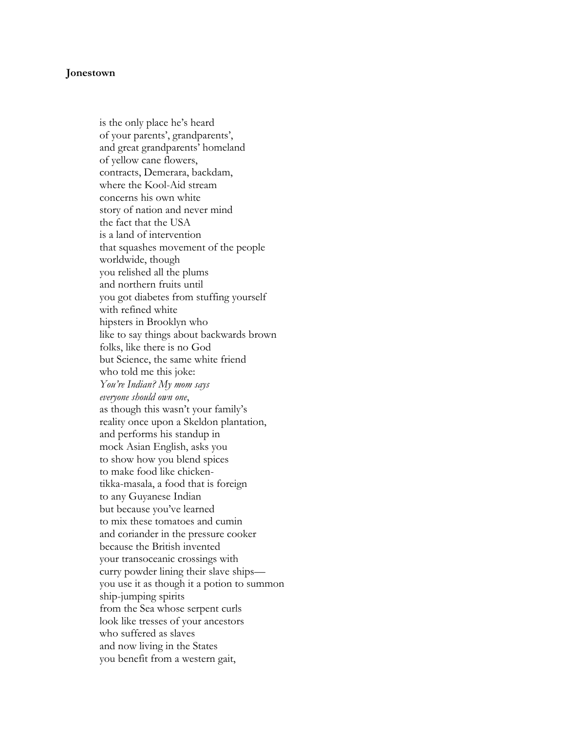**Jonestown**

is the only place he's heard  
of your parents', grandparents',  
and great grandparents' homeland  
of yellow cane flowers,  
contracts, Demerara, backdam,  
where the Kool-Aid stream  
concerns his own white  
story of nation and never mind  
the fact that the USA  
is a land of intervention  
that squashes movement of the people  
worldwide, though  
you relished all the plums  
and northern fruits until  
you got diabetes from stuffing yourself  
with refined white  
hipsters in Brooklyn who  
like to say things about backwards brown  
folks, like there is no God  
but Science, the same white friend  
who told me this joke:  
*You're Indian? My mom says*  
*everyone should own one*,  
as though this wasn't your family's  
reality once upon a Skeldon plantation,  
and performs his standup in  
mock Asian English, asks you  
to show how you blend spices  
to make food like chicken-  
tikka-masala, a food that is foreign  
to any Guyanese Indian  
but because you've learned  
to mix these tomatoes and cumin  
and coriander in the pressure cooker  
because the British invented  
your transoceanic crossings with  
curry powder lining their slave ships—  
you use it as though it a potion to summon  
ship-jumping spirits  
from the Sea whose serpent curls  
look like tresses of your ancestors  
who suffered as slaves  
and now living in the States  
you benefit from a western gait,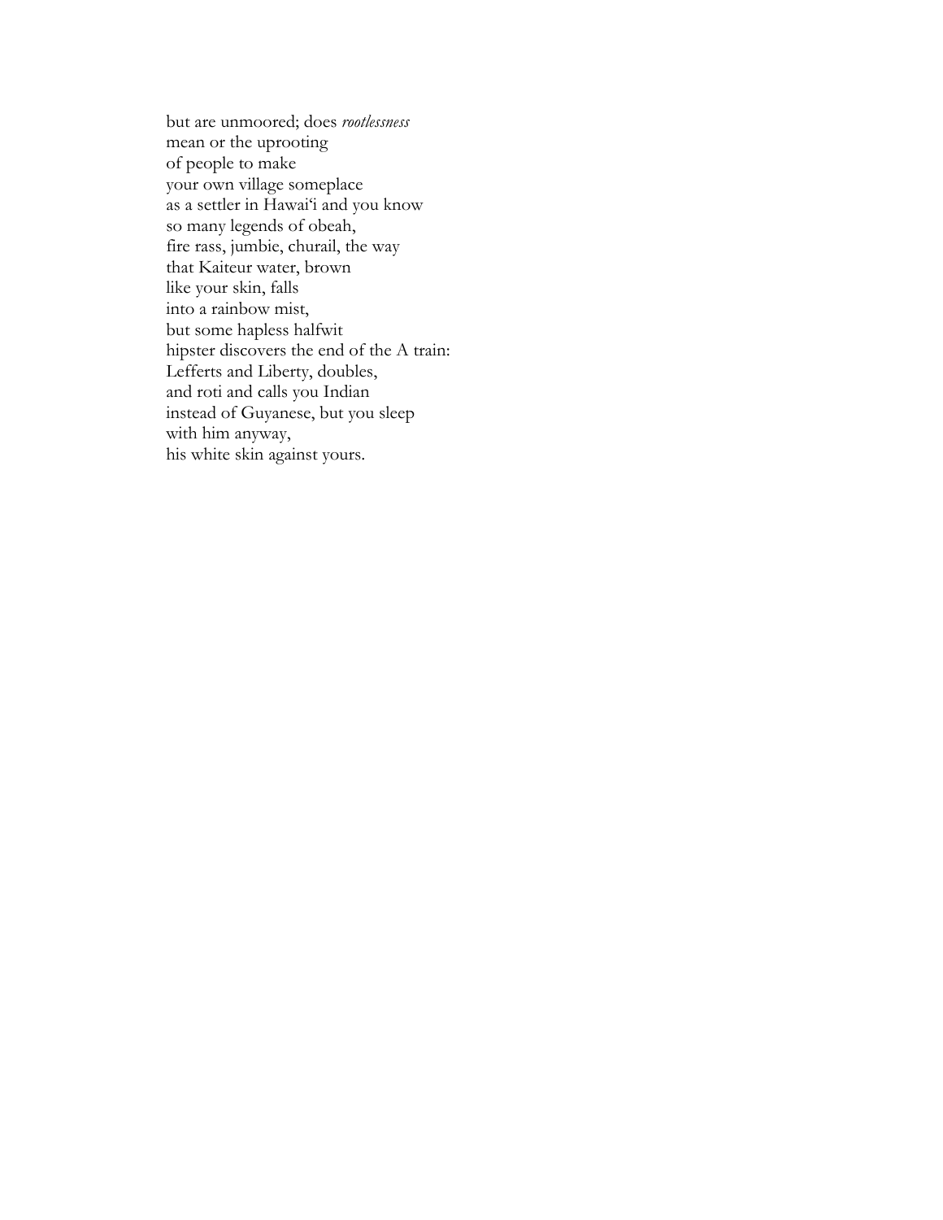but are unmoored; does *rootlessness*  
mean or the uprooting  
of people to make  
your own village someplace  
as a settler in Hawaiʻi and you know  
so many legends of obeah,  
fire rass, jumbie, churail, the way  
that Kaiteur water, brown  
like your skin, falls  
into a rainbow mist,  
but some hapless halfwit  
hipster discovers the end of the A train:  
Lefferts and Liberty, doubles,  
and roti and calls you Indian  
instead of Guyanese, but you sleep  
with him anyway,  
his white skin against yours.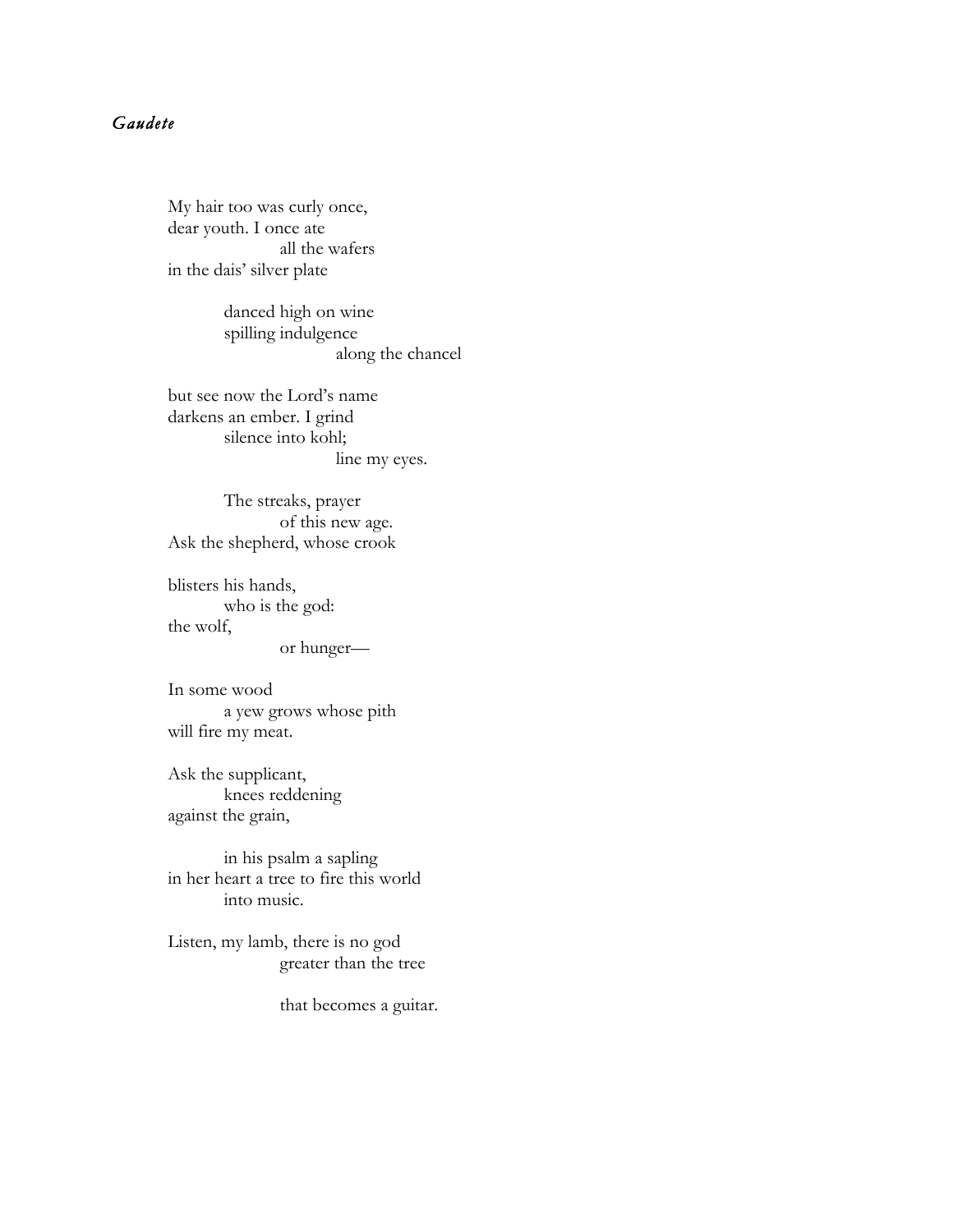*Gaudete*

My hair too was curly once,
dear youth. I once ate
&nbsp;&nbsp;&nbsp;&nbsp;&nbsp;&nbsp;&nbsp;&nbsp;&nbsp;&nbsp;&nbsp;&nbsp;&nbsp;&nbsp;&nbsp;&nbsp;all the wafers
in the dais' silver plate

&nbsp;&nbsp;&nbsp;&nbsp;&nbsp;&nbsp;&nbsp;&nbsp;danced high on wine
&nbsp;&nbsp;&nbsp;&nbsp;&nbsp;&nbsp;&nbsp;&nbsp;spilling indulgence
&nbsp;&nbsp;&nbsp;&nbsp;&nbsp;&nbsp;&nbsp;&nbsp;&nbsp;&nbsp;&nbsp;&nbsp;&nbsp;&nbsp;&nbsp;&nbsp;&nbsp;&nbsp;&nbsp;&nbsp;&nbsp;&nbsp;&nbsp;&nbsp;along the chancel

but see now the Lord's name
darkens an ember. I grind
&nbsp;&nbsp;&nbsp;&nbsp;&nbsp;&nbsp;&nbsp;&nbsp;silence into kohl;
&nbsp;&nbsp;&nbsp;&nbsp;&nbsp;&nbsp;&nbsp;&nbsp;&nbsp;&nbsp;&nbsp;&nbsp;&nbsp;&nbsp;&nbsp;&nbsp;&nbsp;&nbsp;&nbsp;&nbsp;&nbsp;&nbsp;&nbsp;&nbsp;line my eyes.

&nbsp;&nbsp;&nbsp;&nbsp;&nbsp;&nbsp;&nbsp;&nbsp;The streaks, prayer
&nbsp;&nbsp;&nbsp;&nbsp;&nbsp;&nbsp;&nbsp;&nbsp;&nbsp;&nbsp;&nbsp;&nbsp;&nbsp;&nbsp;&nbsp;&nbsp;of this new age.
Ask the shepherd, whose crook

blisters his hands,
&nbsp;&nbsp;&nbsp;&nbsp;&nbsp;&nbsp;&nbsp;&nbsp;who is the god:
the wolf,
&nbsp;&nbsp;&nbsp;&nbsp;&nbsp;&nbsp;&nbsp;&nbsp;&nbsp;&nbsp;&nbsp;&nbsp;&nbsp;&nbsp;&nbsp;&nbsp;or hunger—

In some wood
&nbsp;&nbsp;&nbsp;&nbsp;&nbsp;&nbsp;&nbsp;&nbsp;a yew grows whose pith
will fire my meat.

Ask the supplicant,
&nbsp;&nbsp;&nbsp;&nbsp;&nbsp;&nbsp;&nbsp;&nbsp;knees reddening
against the grain,

&nbsp;&nbsp;&nbsp;&nbsp;&nbsp;&nbsp;&nbsp;&nbsp;in his psalm a sapling
in her heart a tree to fire this world
&nbsp;&nbsp;&nbsp;&nbsp;&nbsp;&nbsp;&nbsp;&nbsp;into music.

Listen, my lamb, there is no god
&nbsp;&nbsp;&nbsp;&nbsp;&nbsp;&nbsp;&nbsp;&nbsp;&nbsp;&nbsp;&nbsp;&nbsp;&nbsp;&nbsp;&nbsp;&nbsp;greater than the tree

&nbsp;&nbsp;&nbsp;&nbsp;&nbsp;&nbsp;&nbsp;&nbsp;&nbsp;&nbsp;&nbsp;&nbsp;&nbsp;&nbsp;&nbsp;&nbsp;that becomes a guitar.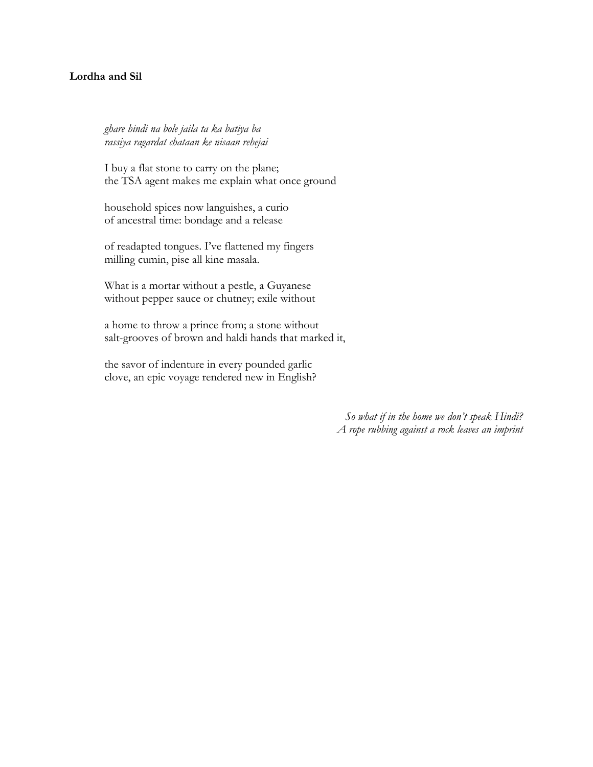**Lordha and Sil**

*ghare hindi na bole jaila ta ka batiya ba*
*rassiya ragardat chataan ke nisaan rehejai*

I buy a flat stone to carry on the plane;
the TSA agent makes me explain what once ground

household spices now languishes, a curio
of ancestral time: bondage and a release

of readapted tongues. I've flattened my fingers
milling cumin, pise all kine masala.

What is a mortar without a pestle, a Guyanese
without pepper sauce or chutney; exile without

a home to throw a prince from; a stone without
salt-grooves of brown and haldi hands that marked it,

the savor of indenture in every pounded garlic
clove, an epic voyage rendered new in English?

*So what if in the home we don't speak Hindi?*
*A rope rubbing against a rock leaves an imprint*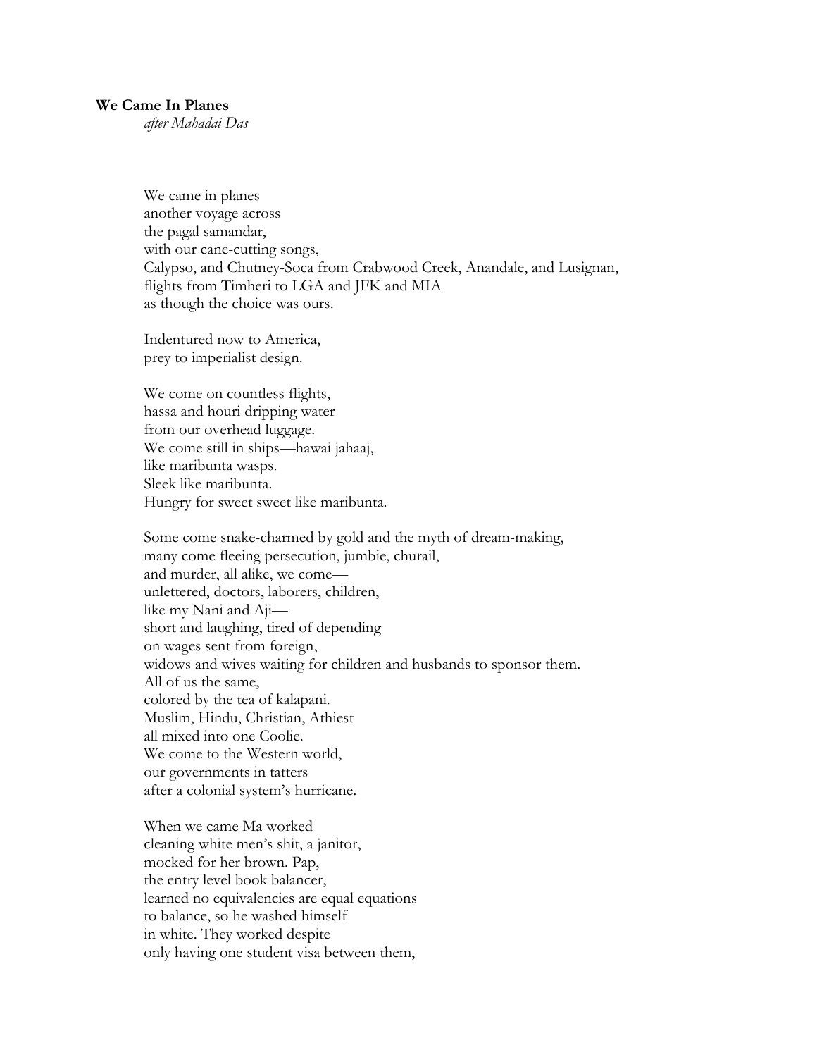**We Came In Planes**

*after Mahadai Das*

We came in planes
another voyage across
the pagal samandar,
with our cane-cutting songs,
Calypso, and Chutney-Soca from Crabwood Creek, Anandale, and Lusignan,
flights from Timheri to LGA and JFK and MIA
as though the choice was ours.

Indentured now to America,
prey to imperialist design.

We come on countless flights,
hassa and houri dripping water
from our overhead luggage.
We come still in ships—hawai jahaaj,
like maribunta wasps.
Sleek like maribunta.
Hungry for sweet sweet like maribunta.

Some come snake-charmed by gold and the myth of dream-making,
many come fleeing persecution, jumbie, churail,
and murder, all alike, we come—
unlettered, doctors, laborers, children,
like my Nani and Aji—
short and laughing, tired of depending
on wages sent from foreign,
widows and wives waiting for children and husbands to sponsor them.
All of us the same,
colored by the tea of kalapani.
Muslim, Hindu, Christian, Athiest
all mixed into one Coolie.
We come to the Western world,
our governments in tatters
after a colonial system's hurricane.

When we came Ma worked
cleaning white men's shit, a janitor,
mocked for her brown. Pap,
the entry level book balancer,
learned no equivalencies are equal equations
to balance, so he washed himself
in white. They worked despite
only having one student visa between them,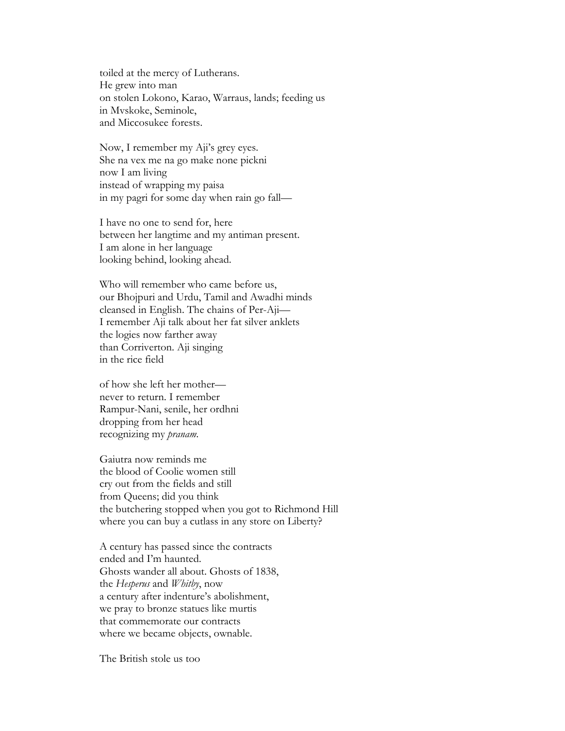toiled at the mercy of Lutherans.
He grew into man
on stolen Lokono, Karao, Warraus, lands; feeding us
in Mvskoke, Seminole,
and Miccosukee forests.

Now, I remember my Aji's grey eyes.
She na vex me na go make none pickni
now I am living
instead of wrapping my paisa
in my pagri for some day when rain go fall—

I have no one to send for, here
between her langtime and my antiman present.
I am alone in her language
looking behind, looking ahead.

Who will remember who came before us,
our Bhojpuri and Urdu, Tamil and Awadhi minds
cleansed in English. The chains of Per-Aji—
I remember Aji talk about her fat silver anklets
the logies now farther away
than Corriverton. Aji singing
in the rice field

of how she left her mother—
never to return. I remember
Rampur-Nani, senile, her ordhni
dropping from her head
recognizing my *pranam*.

Gaiutra now reminds me
the blood of Coolie women still
cry out from the fields and still
from Queens; did you think
the butchering stopped when you got to Richmond Hill
where you can buy a cutlass in any store on Liberty?

A century has passed since the contracts
ended and I'm haunted.
Ghosts wander all about. Ghosts of 1838,
the *Hesperus* and *Whitby*, now
a century after indenture's abolishment,
we pray to bronze statues like murtis
that commemorate our contracts
where we became objects, ownable.

The British stole us too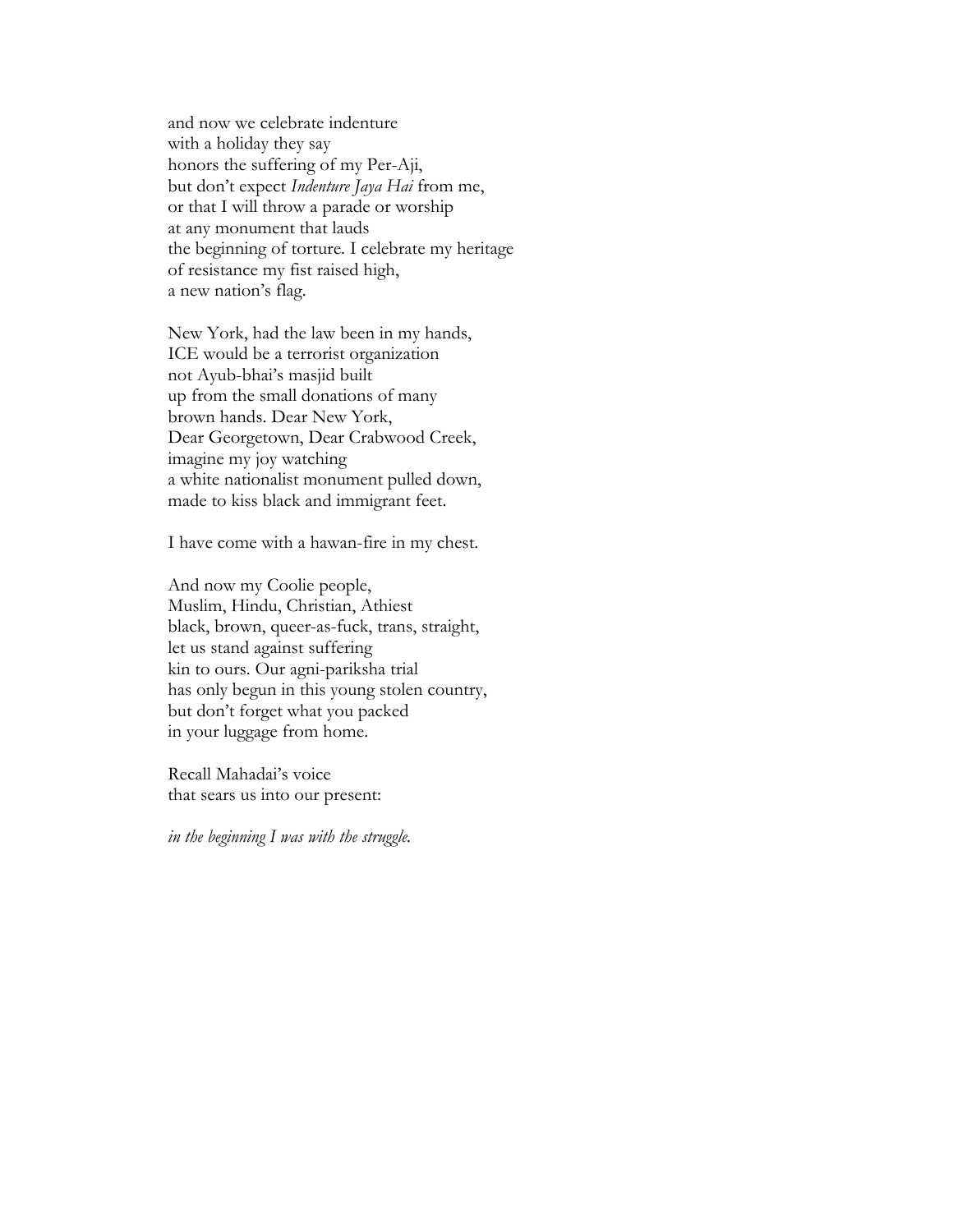and now we celebrate indenture  
with a holiday they say  
honors the suffering of my Per-Aji,  
but don't expect *Indenture Jaya Hai* from me,  
or that I will throw a parade or worship  
at any monument that lauds  
the beginning of torture. I celebrate my heritage  
of resistance my fist raised high,  
a new nation's flag.

New York, had the law been in my hands,  
ICE would be a terrorist organization  
not Ayub-bhai's masjid built  
up from the small donations of many  
brown hands. Dear New York,  
Dear Georgetown, Dear Crabwood Creek,  
imagine my joy watching  
a white nationalist monument pulled down,  
made to kiss black and immigrant feet.

I have come with a hawan-fire in my chest.

And now my Coolie people,  
Muslim, Hindu, Christian, Athiest  
black, brown, queer-as-fuck, trans, straight,  
let us stand against suffering  
kin to ours. Our agni-pariksha trial  
has only begun in this young stolen country,  
but don't forget what you packed  
in your luggage from home.

Recall Mahadai's voice  
that sears us into our present:

*in the beginning I was with the struggle.*